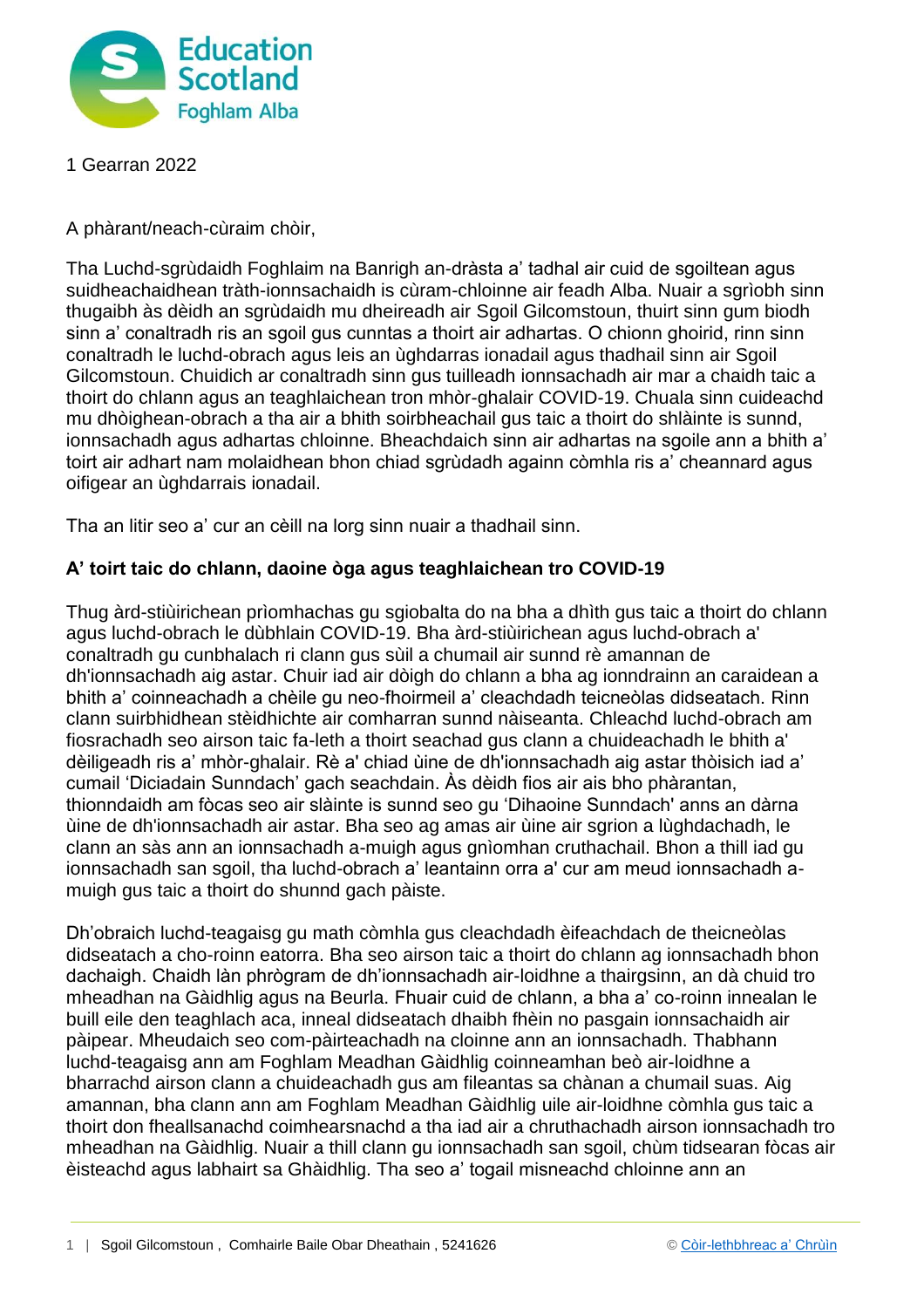1 Gearran 2022

A phàrant/neach-cùraim chòir,

Tha Luchd-sgrùdaidh Foghlaim na Banrigh an-dràsta a' tadhal air cuid de sgoiltean agus suidheachaidhean tràth-ionnsachaidh is cùram-chloinne air feadh Alba. Nuair a sgrìobh sinn thugaibh às dèidh an sgrùdaidh mu dheireadh air Sgoil Gilcomstoun, thuirt sinn gum biodh sinn a' conaltradh ris an sgoil gus cunntas a thoirt air adhartas. O chionn ghoirid, rinn sinn conaltradh le luchd-obrach agus leis an ùghdarras ionadail agus thadhail sinn air Sgoil Gilcomstoun. Chuidich ar conaltradh sinn gus tuilleadh ionnsachadh air mar a chaidh taic a thoirt do chlann agus an teaghlaichean tron mhòr-ghalair COVID-19. Chuala sinn cuideachd mu dhòighean-obrach a tha air a bhith soirbheachail gus taic a thoirt do shlàinte is sunnd, ionnsachadh agus adhartas chloinne. Bheachdaich sinn air adhartas na sgoile ann a bhith a' toirt air adhart nam molaidhean bhon chiad sgrùdadh againn còmhla ris a' cheannard agus oifigear an ùghdarrais ionadail.

Tha an litir seo a' cur an cèill na lorg sinn nuair a thadhail sinn.

**A' toirt taic do chlann, daoine òga agus teaghlaichean tro COVID-19**

Thug àrd-stiùirichean prìomhachas gu sgiobalta do na bha a dhìth gus taic a thoirt do chlann agus luchd-obrach le dùbhlain COVID-19. Bha àrd-stiùirichean agus luchd-obrach a' conaltradh gu cunbhalach ri clann gus sùil a chumail air sunnd rè amannan de dh'ionnsachadh aig astar. Chuir iad air dòigh do chlann a bha ag ionndrainn an caraidean a bhith a' coinneachadh a chèile gu neo-fhoirmeil a' cleachdadh teicneòlas didseatach. Rinn clann suirbhidhean stèidhichte air comharran sunnd nàiseanta. Chleachd luchd-obrach am fiosrachadh seo airson taic fa-leth a thoirt seachad gus clann a chuideachadh le bhith a' dèiligeadh ris a' mhòr-ghalair. Rè a' chiad ùine de dh'ionnsachadh aig astar thòisich iad a' cumail 'Diciadain Sunndach' gach seachdain. Às dèidh fios air ais bho phàrantan, thionndaidh am fòcas seo air slàinte is sunnd seo gu 'Dihaoine Sunndach' anns an dàrna ùine de dh'ionnsachadh air astar. Bha seo ag amas air ùine air sgrion a lùghdachadh, le clann an sàs ann an ionnsachadh a-muigh agus gnìomhan cruthachail. Bhon a thill iad gu ionnsachadh san sgoil, tha luchd-obrach a' leantainn orra a' cur am meud ionnsachadh a-muigh gus taic a thoirt do shunnd gach pàiste.

Dh'obraich luchd-teagaisg gu math còmhla gus cleachdadh èifeachdach de theicneòlas didseatach a cho-roinn eatorra. Bha seo airson taic a thoirt do chlann ag ionnsachadh bhon dachaigh. Chaidh làn phrògram de dh'ionnsachadh air-loidhne a thairgsinn, an dà chuid tro mheadhan na Gàidhlig agus na Beurla. Fhuair cuid de chlann, a bha a' co-roinn innealan le buill eile den teaghlach aca, inneal didseatach dhaibh fhèin no pasgain ionnsachaidh air pàipear. Mheudaich seo com-pàirteachadh na cloinne ann an ionnsachadh. Thabhann luchd-teagaisg ann am Foghlam Meadhan Gàidhlig coinneamhan beò air-loidhne a bharrachd airson clann a chuideachadh gus am fileantas sa chànan a chumail suas. Aig amannan, bha clann ann am Foghlam Meadhan Gàidhlig uile air-loidhne còmhla gus taic a thoirt don fheallsanachd coimhearsnachd a tha iad air a chruthachadh airson ionnsachadh tro mheadhan na Gàidhlig. Nuair a thill clann gu ionnsachadh san sgoil, chùm tidsearan fòcas air èisteachd agus labhairt sa Ghàidhlig. Tha seo a' togail misneachd chloinne ann an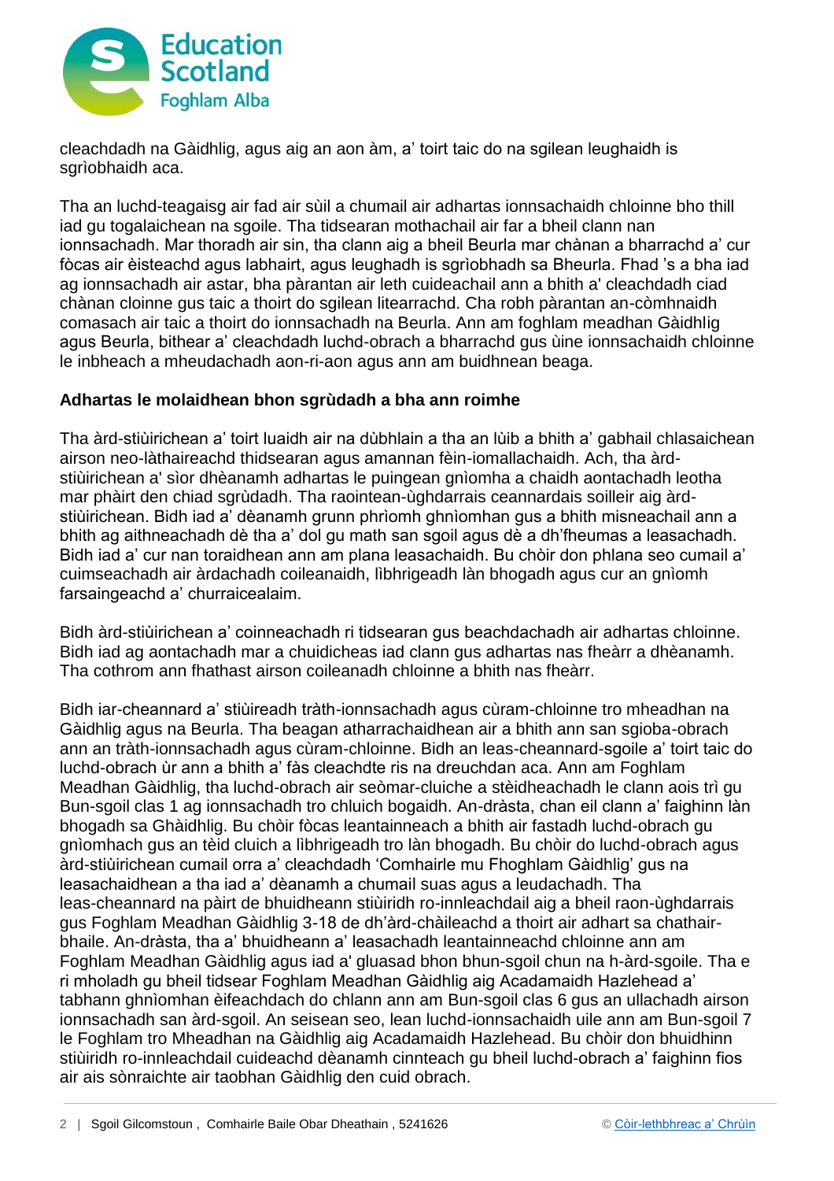cleachdadh na Gàidhlig, agus aig an aon àm, a' toirt taic do na sgilean leughaidh is sgrìobhaidh aca.

Tha an luchd-teagaisg air fad air sùil a chumail air adhartas ionnsachaidh chloinne bho thill iad gu togalaichean na sgoile. Tha tidsearan mothachail air far a bheil clann nan ionnsachadh. Mar thoradh air sin, tha clann aig a bheil Beurla mar chànan a bharrachd a' cur fòcas air èisteachd agus labhairt, agus leughadh is sgrìobhadh sa Bheurla. Fhad 's a bha iad ag ionnsachadh air astar, bha pàrantan air leth cuideachail ann a bhith a' cleachdadh ciad chànan cloinne gus taic a thoirt do sgilean litearrachd. Cha robh pàrantan an-còmhnaidh comasach air taic a thoirt do ionnsachadh na Beurla. Ann am foghlam meadhan Gàidhlig agus Beurla, bithear a' cleachdadh luchd-obrach a bharrachd gus ùine ionnsachaidh chloinne le inbheach a mheudachadh aon-ri-aon agus ann am buidhnean beaga.

**Adhartas le molaidhean bhon sgrùdadh a bha ann roimhe**

Tha àrd-stiùirichean a' toirt luaidh air na dùbhlain a tha an lùib a bhith a' gabhail chlasaichean airson neo-làthaireachd thidsearan agus amannan fèin-iomallachaidh. Ach, tha àrd-stiùirichean a' sìor dhèanamh adhartas le puingean gnìomha a chaidh aontachadh leotha mar phàirt den chiad sgrùdadh. Tha raointean-ùghdarrais ceannardais soilleir aig àrd-stiùirichean. Bidh iad a' dèanamh grunn phrìomh ghnìomhan gus a bhith misneachail ann a bhith ag aithneachadh dè tha a' dol gu math san sgoil agus dè a dh'fheumas a leasachadh. Bidh iad a' cur nan toraidhean ann am plana leasachaidh. Bu chòir don phlana seo cumail a' cuimseachadh air àrdachadh coileanaidh, lìbhrigeadh làn bhogadh agus cur an gnìomh farsaingeachd a' churraicealaim.

Bidh àrd-stiùirichean a' coinneachadh ri tidsearan gus beachdachadh air adhartas chloinne. Bidh iad ag aontachadh mar a chuidicheas iad clann gus adhartas nas fheàrr a dhèanamh. Tha cothrom ann fhathast airson coileanadh chloinne a bhith nas fheàrr.

Bidh iar-cheannard a' stiùireadh tràth-ionnsachadh agus cùram-chloinne tro mheadhan na Gàidhlig agus na Beurla. Tha beagan atharrachaidhean air a bhith ann san sgioba-obrach ann an tràth-ionnsachadh agus cùram-chloinne. Bidh an leas-cheannard-sgoile a' toirt taic do luchd-obrach ùr ann a bhith a' fàs cleachdte ris na dreuchdan aca. Ann am Foghlam Meadhan Gàidhlig, tha luchd-obrach air seòmar-cluiche a stèidheachadh le clann aois trì gu Bun-sgoil clas 1 ag ionnsachadh tro chluich bogaidh. An-dràsta, chan eil clann a' faighinn làn bhogadh sa Ghàidhlig. Bu chòir fòcas leantainneach a bhith air fastadh luchd-obrach gu gnìomhach gus an tèid cluich a lìbhrigeadh tro làn bhogadh. Bu chòir do luchd-obrach agus àrd-stiùirichean cumail orra a' cleachdadh 'Comhairle mu Fhoghlam Gàidhlig' gus na leasachaidhean a tha iad a' dèanamh a chumail suas agus a leudachadh. Tha leas-cheannard na pàirt de bhuidheann stiùiridh ro-innleachdail aig a bheil raon-ùghdarrais gus Foghlam Meadhan Gàidhlig 3-18 de dh'àrd-chàileachd a thoirt air adhart sa chathair-bhaile. An-dràsta, tha a' bhuidheann a' leasachadh leantainneachd chloinne ann am Foghlam Meadhan Gàidhlig agus iad a' gluasad bhon bhun-sgoil chun na h-àrd-sgoile. Tha e ri mholadh gu bheil tidsear Foghlam Meadhan Gàidhlig aig Acadamaidh Hazlehead a' tabhann ghnìomhan èifeachdach do chlann ann am Bun-sgoil clas 6 gus an ullachadh airson ionnsachadh san àrd-sgoil. An seisean seo, lean luchd-ionnsachaidh uile ann am Bun-sgoil 7 le Foghlam tro Mheadhan na Gàidhlig aig Acadamaidh Hazlehead. Bu chòir don bhuidhinn stiùiridh ro-innleachdail cuideachd dèanamh cinnteach gu bheil luchd-obrach a' faighinn fios air ais sònraichte air taobhan Gàidhlig den cuid obrach.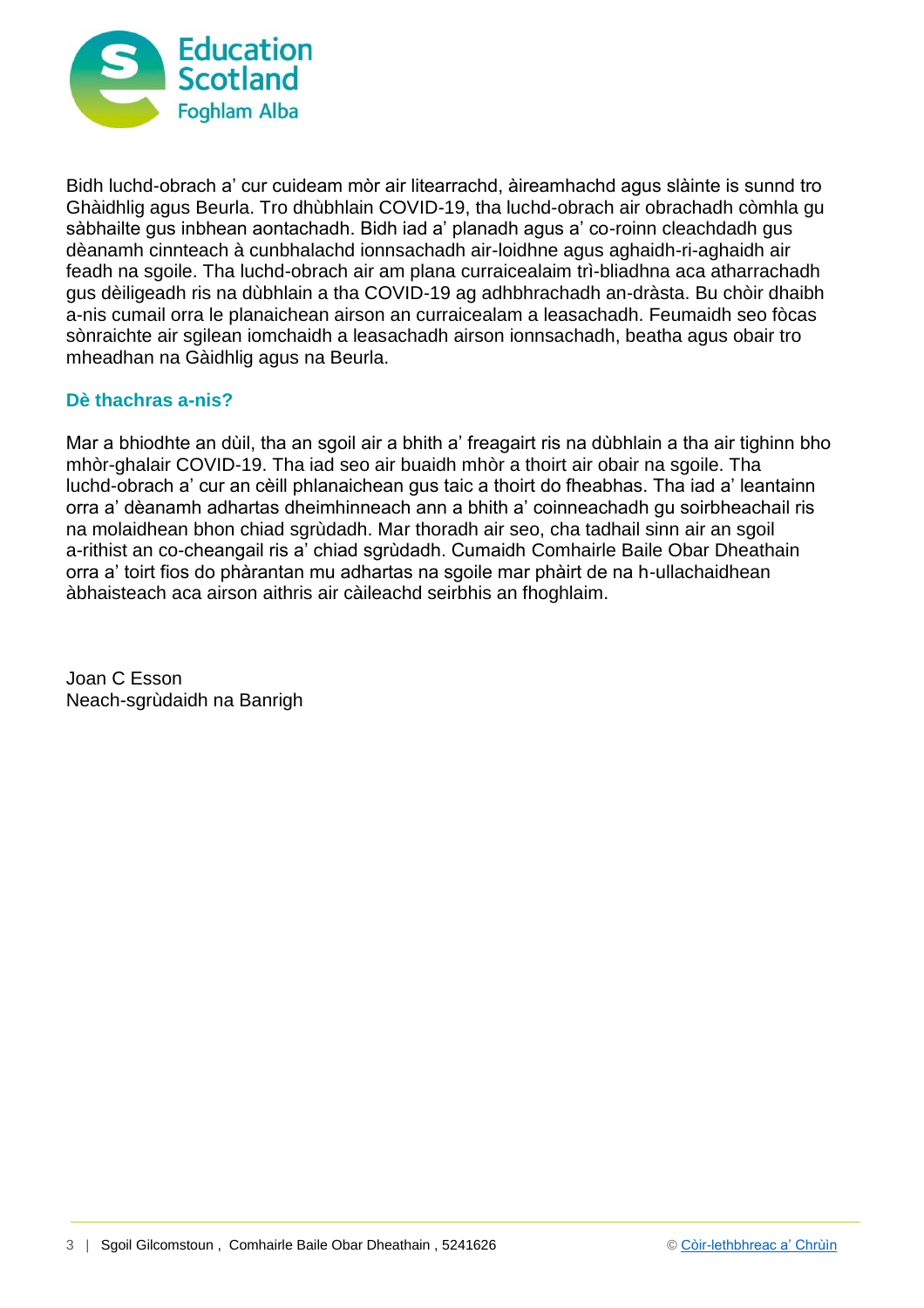Bidh luchd-obrach a' cur cuideam mòr air litearrachd, àireamhachd agus slàinte is sunnd tro Ghàidhlig agus Beurla. Tro dhùbhlain COVID-19, tha luchd-obrach air obrachadh còmhla gu sàbhailte gus inbhean aontachadh. Bidh iad a' planadh agus a' co-roinn cleachdadh gus dèanamh cinnteach à cunbhalachd ionnsachadh air-loidhne agus aghaidh-ri-aghaidh air feadh na sgoile. Tha luchd-obrach air am plana curraicealaim trì-bliadhna aca atharrachadh gus dèiligeadh ris na dùbhlain a tha COVID-19 ag adhbhrachadh an-dràsta. Bu chòir dhaibh a-nis cumail orra le planaichean airson an curraicealam a leasachadh. Feumaidh seo fòcas sònraichte air sgilean iomchaidh a leasachadh airson ionnsachadh, beatha agus obair tro mheadhan na Gàidhlig agus na Beurla.

## Dè thachras a-nis?

Mar a bhiodhte an dùil, tha an sgoil air a bhith a' freagairt ris na dùbhlain a tha air tighinn bho mhòr-ghalair COVID-19. Tha iad seo air buaidh mhòr a thoirt air obair na sgoile. Tha luchd-obrach a' cur an cèill phlanaichean gus taic a thoirt do fheabhas. Tha iad a' leantainn orra a' dèanamh adhartas dheimhinneach ann a bhith a' coinneachadh gu soirbheachail ris na molaidhean bhon chiad sgrùdadh. Mar thoradh air seo, cha tadhail sinn air an sgoil a-rithist an co-cheangail ris a' chiad sgrùdadh. Cumaidh Comhairle Baile Obar Dheathain orra a' toirt fios do phàrantan mu adhartas na sgoile mar phàirt de na h-ullachaidhean àbhaisteach aca airson aithris air càileachd seirbhis an fhoghlaim.

Joan C Esson
Neach-sgrùdaidh na Banrigh